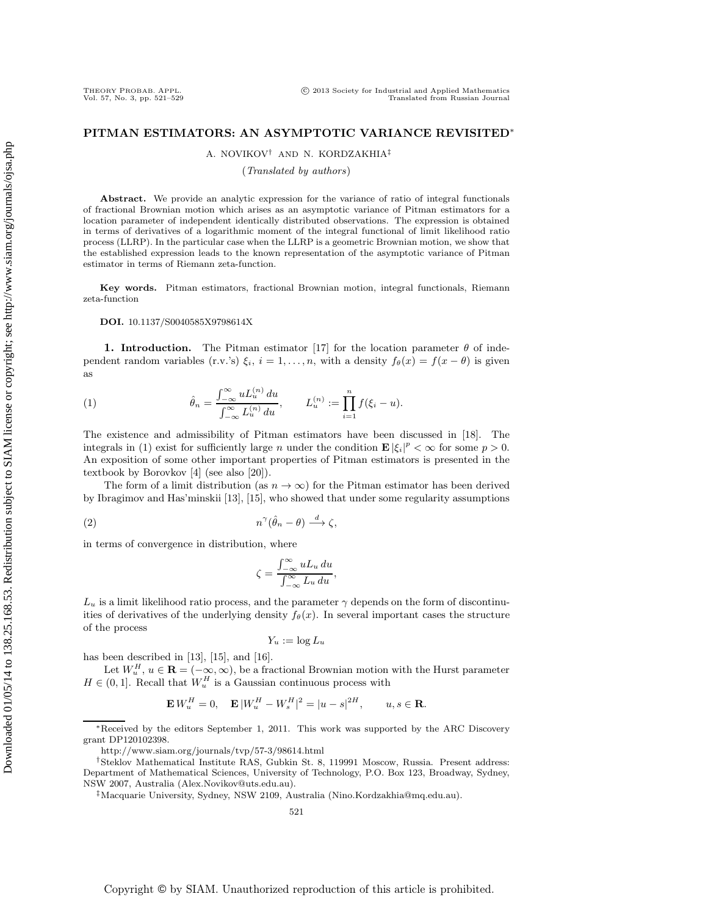# PITMAN ESTIMATORS: AN ASYMPTOTIC VARIANCE REVISITED*

A. NOVIKOV[†] AND N. KORDZAKHIA[‡]

(*Translated by authors*)

**Abstract.** We provide an analytic expression for the variance of ratio of integral functionals of fractional Brownian motion which arises as an asymptotic variance of Pitman estimators for a location parameter of independent identically distributed observations. The expression is obtained in terms of derivatives of a logarithmic moment of the integral functional of limit likelihood ratio process (LLRP). In the particular case when the LLRP is a geometric Brownian motion, we show that the established expression leads to the known representation of the asymptotic variance of Pitman estimator in terms of Riemann zeta-function.

**Key words.** Pitman estimators, fractional Brownian motion, integral functionals, Riemann zeta-function

**DOI.** 10.1137/S0040585X9798614X

**1. Introduction.** The Pitman estimator [17] for the location parameter $\theta$ of independent random variables (r.v.'s) $\xi_i$, $i = 1, \ldots, n$, with a density $f_\theta(x) = f(x - \theta)$ is given as

$$\hat{\theta}_n = \frac{\int_{-\infty}^{\infty} u L_u^{(n)}\, du}{\int_{-\infty}^{\infty} L_u^{(n)}\, du}, \qquad L_u^{(n)} := \prod_{i=1}^{n} f(\xi_i - u). \tag{1}$$

The existence and admissibility of Pitman estimators have been discussed in [18]. The integrals in (1) exist for sufficiently large $n$ under the condition $\mathbf{E}\,|\xi_i|^p < \infty$ for some $p > 0$. An exposition of some other important properties of Pitman estimators is presented in the textbook by Borovkov [4] (see also [20]).

The form of a limit distribution (as $n \to \infty$) for the Pitman estimator has been derived by Ibragimov and Has'minskii [13], [15], who showed that under some regularity assumptions

$$n^{\gamma}(\hat{\theta}_n - \theta) \xrightarrow{\ d\ } \zeta, \tag{2}$$

in terms of convergence in distribution, where

$$\zeta = \frac{\int_{-\infty}^{\infty} u L_u\, du}{\int_{-\infty}^{\infty} L_u\, du},$$

$L_u$ is a limit likelihood ratio process, and the parameter $\gamma$ depends on the form of discontinuities of derivatives of the underlying density $f_\theta(x)$. In several important cases the structure of the process

$$Y_u := \log L_u$$

has been described in [13], [15], and [16].

Let $W_u^H$, $u \in \mathbf{R} = (-\infty, \infty)$, be a fractional Brownian motion with the Hurst parameter $H \in (0, 1]$. Recall that $W_u^H$ is a Gaussian continuous process with

$$\mathbf{E}\, W_u^H = 0, \quad \mathbf{E}\, |W_u^H - W_s^H|^2 = |u - s|^{2H}, \qquad u, s \in \mathbf{R}.$$

---

*Received by the editors September 1, 2011. This work was supported by the ARC Discovery grant DP120102398.

http://www.siam.org/journals/tvp/57-3/98614.html

[†]Steklov Mathematical Institute RAS, Gubkin St. 8, 119991 Moscow, Russia. Present address: Department of Mathematical Sciences, University of Technology, P.O. Box 123, Broadway, Sydney, NSW 2007, Australia (Alex.Novikov@uts.edu.au).

[‡]Macquarie University, Sydney, NSW 2109, Australia (Nino.Kordzakhia@mq.edu.au).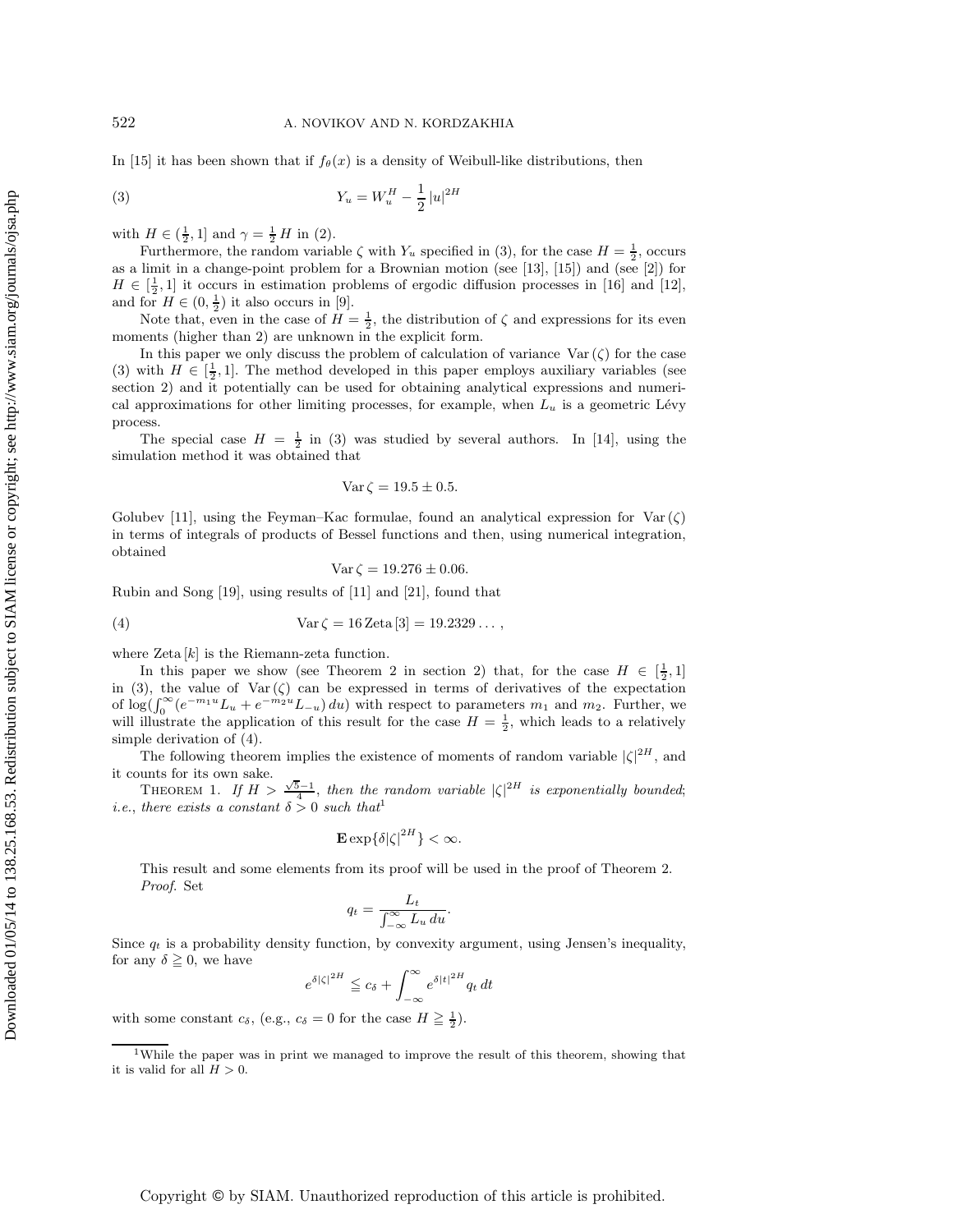In [15] it has been shown that if $f_\theta(x)$ is a density of Weibull-like distributions, then

$$Y_u = W_u^H - \frac{1}{2}|u|^{2H} \tag{3}$$

with $H \in (\frac{1}{2}, 1]$ and $\gamma = \frac{1}{2}H$ in (2).

Furthermore, the random variable $\zeta$ with $Y_u$ specified in (3), for the case $H = \frac{1}{2}$, occurs as a limit in a change-point problem for a Brownian motion (see [13], [15]) and (see [2]) for $H \in [\frac{1}{2}, 1]$ it occurs in estimation problems of ergodic diffusion processes in [16] and [12], and for $H \in (0, \frac{1}{2})$ it also occurs in [9].

Note that, even in the case of $H = \frac{1}{2}$, the distribution of $\zeta$ and expressions for its even moments (higher than 2) are unknown in the explicit form.

In this paper we only discuss the problem of calculation of variance $\mathrm{Var}\,(\zeta)$ for the case (3) with $H \in [\frac{1}{2}, 1]$. The method developed in this paper employs auxiliary variables (see section 2) and it potentially can be used for obtaining analytical expressions and numerical approximations for other limiting processes, for example, when $L_u$ is a geometric Lévy process.

The special case $H = \frac{1}{2}$ in (3) was studied by several authors. In [14], using the simulation method it was obtained that

$$\mathrm{Var}\,\zeta = 19.5 \pm 0.5.$$

Golubev [11], using the Feyman–Kac formulae, found an analytical expression for $\mathrm{Var}\,(\zeta)$ in terms of integrals of products of Bessel functions and then, using numerical integration, obtained

$$\mathrm{Var}\,\zeta = 19.276 \pm 0.06.$$

Rubin and Song [19], using results of [11] and [21], found that

$$\mathrm{Var}\,\zeta = 16\,\mathrm{Zeta}\,[3] = 19.2329\ldots, \tag{4}$$

where $\mathrm{Zeta}\,[k]$ is the Riemann-zeta function.

In this paper we show (see Theorem 2 in section 2) that, for the case $H \in [\frac{1}{2}, 1]$ in (3), the value of $\mathrm{Var}\,(\zeta)$ can be expressed in terms of derivatives of the expectation of $\log(\int_0^\infty (e^{-m_1 u} L_u + e^{-m_2 u} L_{-u})\, du)$ with respect to parameters $m_1$ and $m_2$. Further, we will illustrate the application of this result for the case $H = \frac{1}{2}$, which leads to a relatively simple derivation of (4).

The following theorem implies the existence of moments of random variable $|\zeta|^{2H}$, and it counts for its own sake.

THEOREM 1. *If $H > \frac{\sqrt{5}-1}{4}$, then the random variable $|\zeta|^{2H}$ is exponentially bounded; i.e., there exists a constant $\delta > 0$ such that*[1]

$$\mathbf{E} \exp\{\delta |\zeta|^{2H}\} < \infty.$$

This result and some elements from its proof will be used in the proof of Theorem 2.

*Proof.* Set

$$q_t = \frac{L_t}{\int_{-\infty}^{\infty} L_u\, du}.$$

Since $q_t$ is a probability density function, by convexity argument, using Jensen's inequality, for any $\delta \geqq 0$, we have

$$e^{\delta |\zeta|^{2H}} \leqq c_\delta + \int_{-\infty}^{\infty} e^{\delta |t|^{2H}} q_t\, dt$$

with some constant $c_\delta$, (e.g., $c_\delta = 0$ for the case $H \geqq \frac{1}{2}$).

[1] While the paper was in print we managed to improve the result of this theorem, showing that it is valid for all $H > 0$.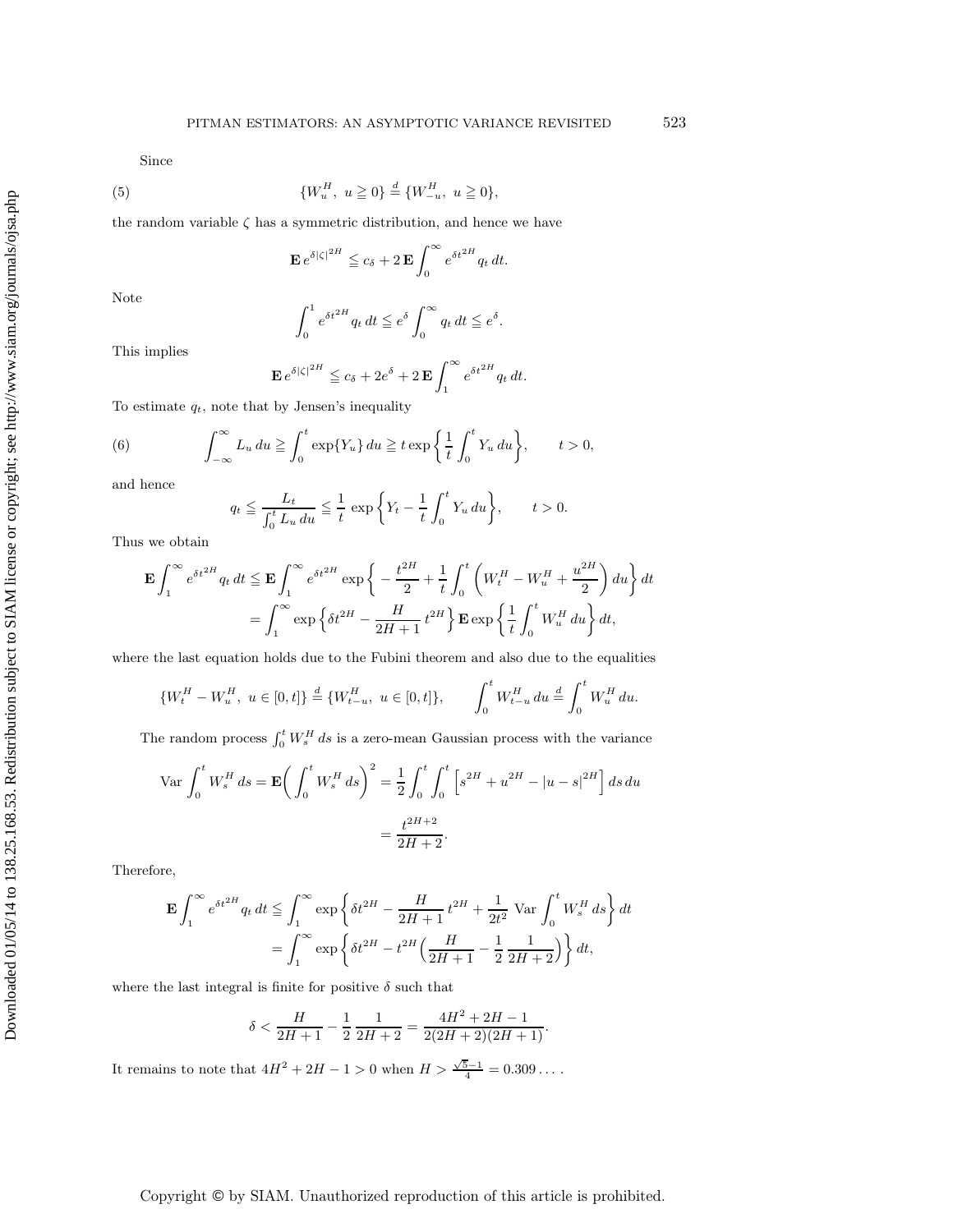Since

$$\{W_u^H,\ u \geqq 0\} \stackrel{d}{=} \{W_{-u}^H,\ u \geqq 0\}, \tag{5}$$

the random variable $\zeta$ has a symmetric distribution, and hence we have

$$\mathbf{E}\, e^{\delta|\zeta|^{2H}} \leqq c_\delta + 2\,\mathbf{E}\int_0^\infty e^{\delta t^{2H}} q_t\, dt.$$

Note

$$\int_0^1 e^{\delta t^{2H}} q_t\, dt \leqq e^\delta \int_0^\infty q_t\, dt \leqq e^\delta.$$

This implies

$$\mathbf{E}\, e^{\delta|\zeta|^{2H}} \leqq c_\delta + 2e^\delta + 2\,\mathbf{E}\int_1^\infty e^{\delta t^{2H}} q_t\, dt.$$

To estimate $q_t$, note that by Jensen's inequality

$$\int_{-\infty}^\infty L_u\, du \geqq \int_0^t \exp\{Y_u\}\, du \geqq t\exp\left\{\frac{1}{t}\int_0^t Y_u\, du\right\}, \qquad t>0, \tag{6}$$

and hence

$$q_t \leqq \frac{L_t}{\int_0^t L_u\, du} \leqq \frac{1}{t}\, \exp\left\{Y_t - \frac{1}{t}\int_0^t Y_u\, du\right\}, \qquad t>0.$$

Thus we obtain

$$\begin{aligned}
\mathbf{E}\int_1^\infty e^{\delta t^{2H}} q_t\, dt &\leqq \mathbf{E}\int_1^\infty e^{\delta t^{2H}} \exp\left\{-\frac{t^{2H}}{2} + \frac{1}{t}\int_0^t \left(W_t^H - W_u^H + \frac{u^{2H}}{2}\right) du\right\} dt \\
&= \int_1^\infty \exp\left\{\delta t^{2H} - \frac{H}{2H+1}\, t^{2H}\right\} \mathbf{E}\exp\left\{\frac{1}{t}\int_0^t W_u^H\, du\right\} dt,
\end{aligned}$$

where the last equation holds due to the Fubini theorem and also due to the equalities

$$\{W_t^H - W_u^H,\ u\in[0,t]\} \stackrel{d}{=} \{W_{t-u}^H,\ u\in[0,t]\}, \qquad \int_0^t W_{t-u}^H\, du \stackrel{d}{=} \int_0^t W_u^H\, du.$$

The random process $\int_0^t W_s^H\, ds$ is a zero-mean Gaussian process with the variance

$$\begin{aligned}
\mathrm{Var}\int_0^t W_s^H\, ds = \mathbf{E}\left(\int_0^t W_s^H\, ds\right)^2 &= \frac{1}{2}\int_0^t\int_0^t \left[s^{2H} + u^{2H} - |u-s|^{2H}\right] ds\, du \\
&= \frac{t^{2H+2}}{2H+2}.
\end{aligned}$$

Therefore,

$$\begin{aligned}
\mathbf{E}\int_1^\infty e^{\delta t^{2H}} q_t\, dt &\leqq \int_1^\infty \exp\left\{\delta t^{2H} - \frac{H}{2H+1}\, t^{2H} + \frac{1}{2t^2}\ \mathrm{Var}\int_0^t W_s^H\, ds\right\} dt \\
&= \int_1^\infty \exp\left\{\delta t^{2H} - t^{2H}\Big(\frac{H}{2H+1} - \frac{1}{2}\,\frac{1}{2H+2}\Big)\right\} dt,
\end{aligned}$$

where the last integral is finite for positive $\delta$ such that

$$\delta < \frac{H}{2H+1} - \frac{1}{2}\,\frac{1}{2H+2} = \frac{4H^2+2H-1}{2(2H+2)(2H+1)}.$$

It remains to note that $4H^2+2H-1>0$ when $H > \frac{\sqrt{5}-1}{4} = 0.309\dots$ .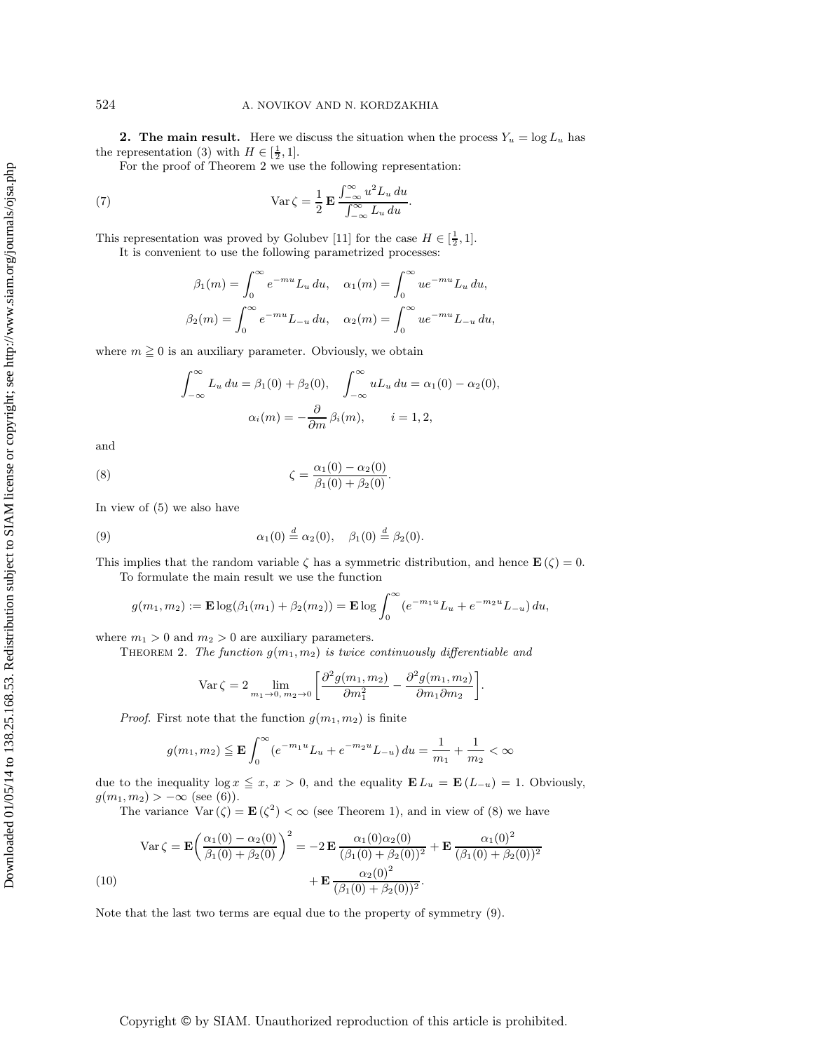**2. The main result.** Here we discuss the situation when the process $Y_u = \log L_u$ has the representation (3) with $H \in [\frac{1}{2}, 1]$.

For the proof of Theorem 2 we use the following representation:

$$\operatorname{Var} \zeta = \frac{1}{2} \mathbf{E} \frac{\int_{-\infty}^{\infty} u^2 L_u \, du}{\int_{-\infty}^{\infty} L_u \, du}. \tag{7}$$

This representation was proved by Golubev [11] for the case $H \in [\frac{1}{2}, 1]$.

It is convenient to use the following parametrized processes:

$$\beta_1(m) = \int_0^\infty e^{-mu} L_u \, du, \quad \alpha_1(m) = \int_0^\infty u e^{-mu} L_u \, du,$$

$$\beta_2(m) = \int_0^\infty e^{-mu} L_{-u} \, du, \quad \alpha_2(m) = \int_0^\infty u e^{-mu} L_{-u} \, du,$$

where $m \geqq 0$ is an auxiliary parameter. Obviously, we obtain

$$\int_{-\infty}^{\infty} L_u \, du = \beta_1(0) + \beta_2(0), \quad \int_{-\infty}^{\infty} u L_u \, du = \alpha_1(0) - \alpha_2(0),$$

$$\alpha_i(m) = -\frac{\partial}{\partial m} \beta_i(m), \qquad i = 1, 2,$$

and

$$\zeta = \frac{\alpha_1(0) - \alpha_2(0)}{\beta_1(0) + \beta_2(0)}. \tag{8}$$

In view of (5) we also have

$$\alpha_1(0) \stackrel{d}{=} \alpha_2(0), \quad \beta_1(0) \stackrel{d}{=} \beta_2(0). \tag{9}$$

This implies that the random variable $\zeta$ has a symmetric distribution, and hence $\mathbf{E}(\zeta) = 0$.

To formulate the main result we use the function

$$g(m_1, m_2) := \mathbf{E} \log(\beta_1(m_1) + \beta_2(m_2)) = \mathbf{E} \log \int_0^\infty (e^{-m_1 u} L_u + e^{-m_2 u} L_{-u}) \, du,$$

where $m_1 > 0$ and $m_2 > 0$ are auxiliary parameters.

THEOREM 2. *The function $g(m_1, m_2)$ is twice continuously differentiable and*

$$\operatorname{Var} \zeta = 2 \lim_{m_1 \to 0, \, m_2 \to 0} \left[ \frac{\partial^2 g(m_1, m_2)}{\partial m_1^2} - \frac{\partial^2 g(m_1, m_2)}{\partial m_1 \partial m_2} \right].$$

*Proof.* First note that the function $g(m_1, m_2)$ is finite

$$g(m_1, m_2) \leqq \mathbf{E} \int_0^\infty (e^{-m_1 u} L_u + e^{-m_2 u} L_{-u}) \, du = \frac{1}{m_1} + \frac{1}{m_2} < \infty$$

due to the inequality $\log x \leqq x$, $x > 0$, and the equality $\mathbf{E} L_u = \mathbf{E}(L_{-u}) = 1$. Obviously, $g(m_1, m_2) > -\infty$ (see (6)).

The variance $\operatorname{Var}(\zeta) = \mathbf{E}(\zeta^2) < \infty$ (see Theorem 1), and in view of (8) we have

$$\operatorname{Var} \zeta = \mathbf{E} \left( \frac{\alpha_1(0) - \alpha_2(0)}{\beta_1(0) + \beta_2(0)} \right)^2 = -2 \, \mathbf{E} \frac{\alpha_1(0) \alpha_2(0)}{(\beta_1(0) + \beta_2(0))^2} + \mathbf{E} \frac{\alpha_1(0)^2}{(\beta_1(0) + \beta_2(0))^2} + \mathbf{E} \frac{\alpha_2(0)^2}{(\beta_1(0) + \beta_2(0))^2}. \tag{10}$$

Note that the last two terms are equal due to the property of symmetry (9).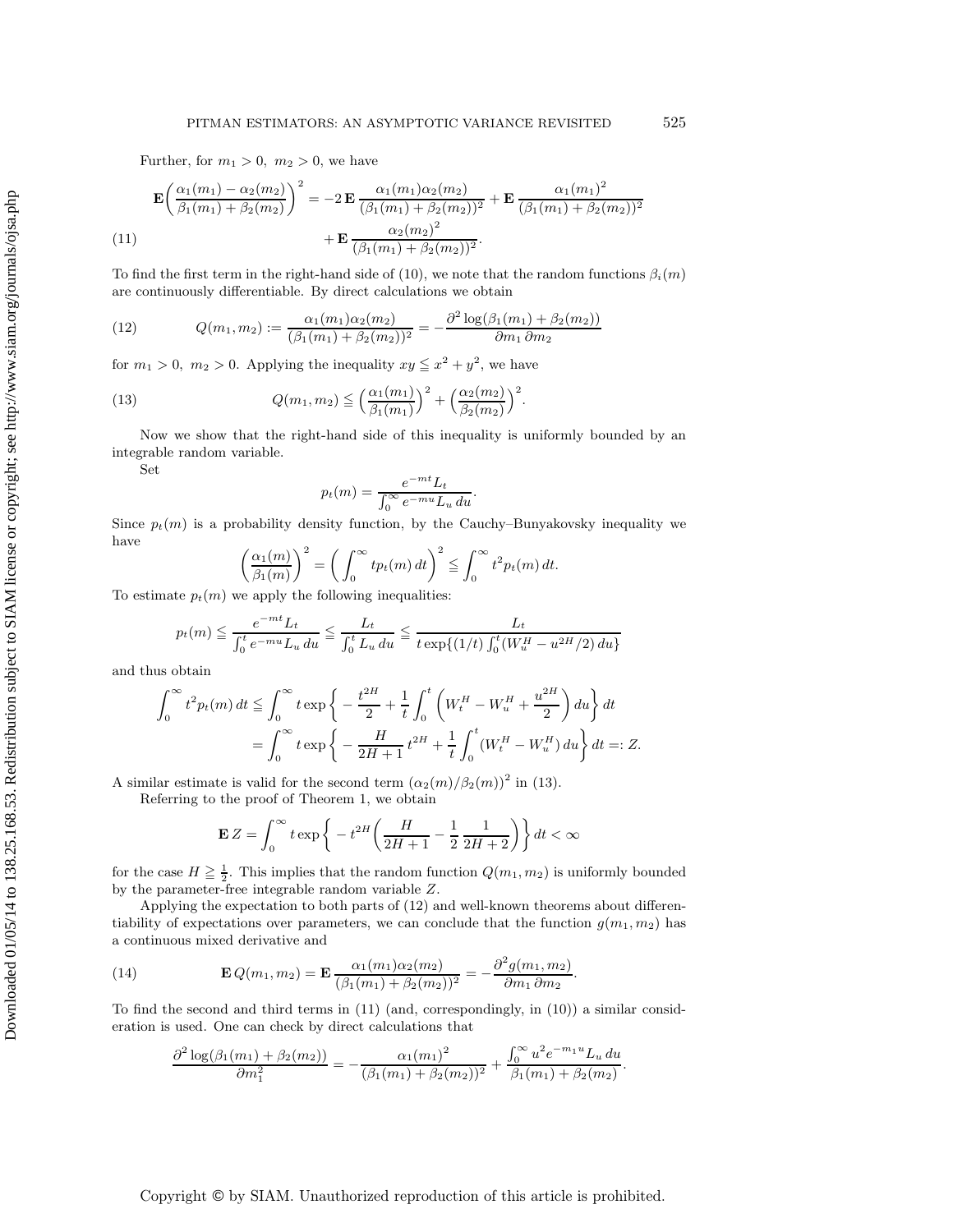Further, for $m_1 > 0,\ m_2 > 0$, we have

$$\mathbf{E}\left(\frac{\alpha_1(m_1) - \alpha_2(m_2)}{\beta_1(m_1) + \beta_2(m_2)}\right)^2 = -2\,\mathbf{E}\,\frac{\alpha_1(m_1)\alpha_2(m_2)}{(\beta_1(m_1) + \beta_2(m_2))^2} + \mathbf{E}\,\frac{\alpha_1(m_1)^2}{(\beta_1(m_1) + \beta_2(m_2))^2} + \mathbf{E}\,\frac{\alpha_2(m_2)^2}{(\beta_1(m_1) + \beta_2(m_2))^2}. \tag{11}$$

To find the first term in the right-hand side of (10), we note that the random functions $\beta_i(m)$ are continuously differentiable. By direct calculations we obtain

$$Q(m_1, m_2) := \frac{\alpha_1(m_1)\alpha_2(m_2)}{(\beta_1(m_1) + \beta_2(m_2))^2} = -\frac{\partial^2 \log(\beta_1(m_1) + \beta_2(m_2))}{\partial m_1\, \partial m_2} \tag{12}$$

for $m_1 > 0,\ m_2 > 0$. Applying the inequality $xy \leqq x^2 + y^2$, we have

$$Q(m_1, m_2) \leqq \left(\frac{\alpha_1(m_1)}{\beta_1(m_1)}\right)^2 + \left(\frac{\alpha_2(m_2)}{\beta_2(m_2)}\right)^2. \tag{13}$$

Now we show that the right-hand side of this inequality is uniformly bounded by an integrable random variable.

Set

$$p_t(m) = \frac{e^{-mt} L_t}{\int_0^\infty e^{-mu} L_u \, du}.$$

Since $p_t(m)$ is a probability density function, by the Cauchy–Bunyakovsky inequality we have

$$\left(\frac{\alpha_1(m)}{\beta_1(m)}\right)^2 = \left(\int_0^\infty t p_t(m)\, dt\right)^2 \leqq \int_0^\infty t^2 p_t(m)\, dt.$$

To estimate $p_t(m)$ we apply the following inequalities:

$$p_t(m) \leqq \frac{e^{-mt} L_t}{\int_0^t e^{-mu} L_u \, du} \leqq \frac{L_t}{\int_0^t L_u \, du} \leqq \frac{L_t}{t \exp\{(1/t)\int_0^t (W_u^H - u^{2H}/2)\, du\}}$$

and thus obtain

$$\begin{aligned}
\int_0^\infty t^2 p_t(m)\, dt &\leqq \int_0^\infty t \exp\left\{ -\frac{t^{2H}}{2} + \frac{1}{t}\int_0^t \left(W_t^H - W_u^H + \frac{u^{2H}}{2}\right) du \right\} dt \\
&= \int_0^\infty t \exp\left\{ -\frac{H}{2H+1}\, t^{2H} + \frac{1}{t}\int_0^t (W_t^H - W_u^H)\, du \right\} dt =: Z.
\end{aligned}$$

A similar estimate is valid for the second term $(\alpha_2(m)/\beta_2(m))^2$ in (13).

Referring to the proof of Theorem 1, we obtain

$$\mathbf{E}\, Z = \int_0^\infty t \exp\left\{ -t^{2H}\left(\frac{H}{2H+1} - \frac{1}{2}\,\frac{1}{2H+2}\right)\right\} dt < \infty$$

for the case $H \geqq \frac{1}{2}$. This implies that the random function $Q(m_1, m_2)$ is uniformly bounded by the parameter-free integrable random variable $Z$.

Applying the expectation to both parts of (12) and well-known theorems about differentiability of expectations over parameters, we can conclude that the function $g(m_1, m_2)$ has a continuous mixed derivative and

$$\mathbf{E}\, Q(m_1, m_2) = \mathbf{E}\, \frac{\alpha_1(m_1)\alpha_2(m_2)}{(\beta_1(m_1) + \beta_2(m_2))^2} = -\frac{\partial^2 g(m_1, m_2)}{\partial m_1\, \partial m_2}. \tag{14}$$

To find the second and third terms in (11) (and, correspondingly, in (10)) a similar consideration is used. One can check by direct calculations that

$$\frac{\partial^2 \log(\beta_1(m_1) + \beta_2(m_2))}{\partial m_1^2} = -\frac{\alpha_1(m_1)^2}{(\beta_1(m_1) + \beta_2(m_2))^2} + \frac{\int_0^\infty u^2 e^{-m_1 u} L_u \, du}{\beta_1(m_1) + \beta_2(m_2)}.$$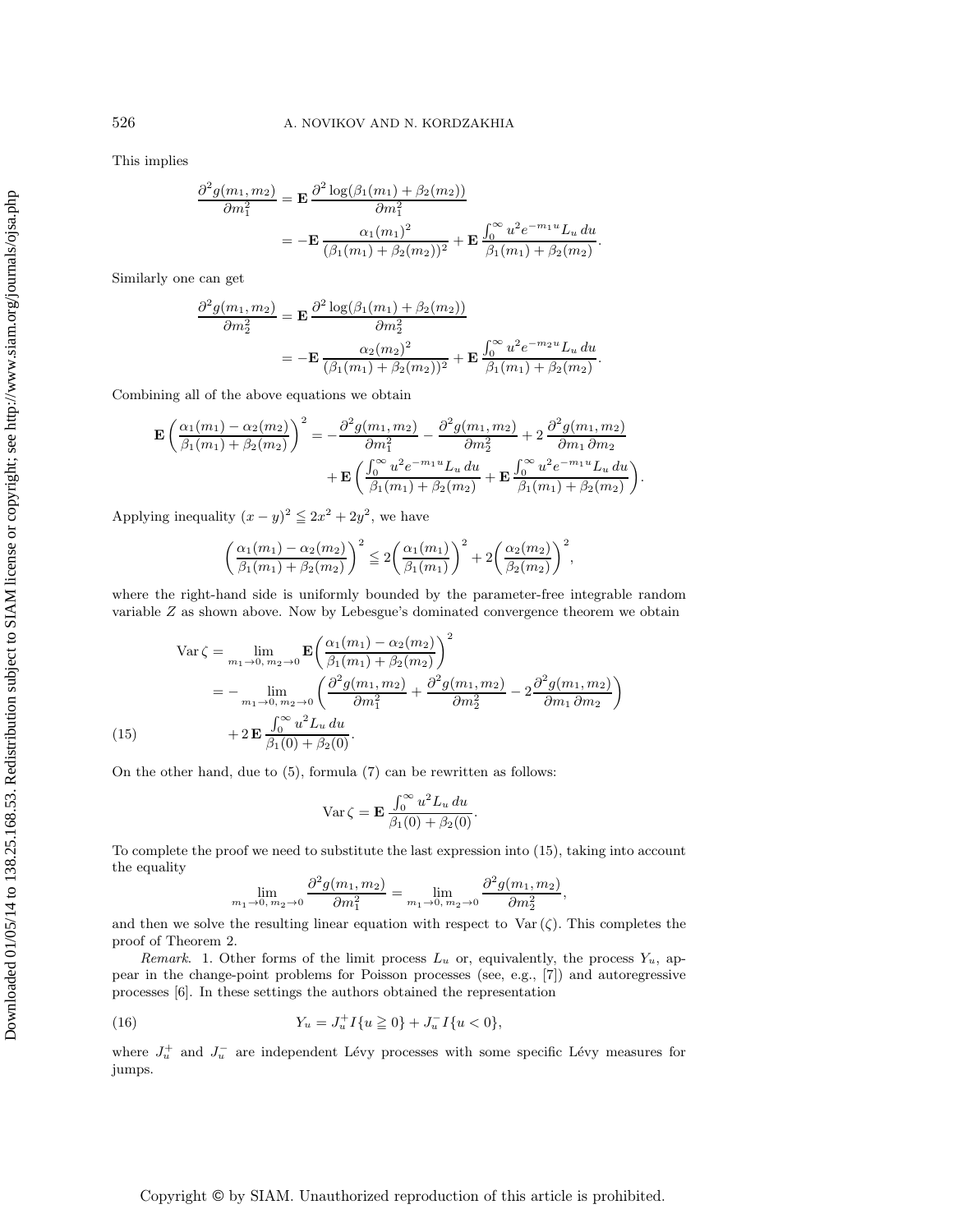This implies

$$
\begin{aligned}
\frac{\partial^2 g(m_1, m_2)}{\partial m_1^2} &= \mathbf{E}\,\frac{\partial^2 \log(\beta_1(m_1) + \beta_2(m_2))}{\partial m_1^2} \\
&= -\mathbf{E}\,\frac{\alpha_1(m_1)^2}{(\beta_1(m_1) + \beta_2(m_2))^2} + \mathbf{E}\,\frac{\int_0^\infty u^2 e^{-m_1 u} L_u\, du}{\beta_1(m_1) + \beta_2(m_2)}.
\end{aligned}
$$

Similarly one can get

$$
\begin{aligned}
\frac{\partial^2 g(m_1, m_2)}{\partial m_2^2} &= \mathbf{E}\,\frac{\partial^2 \log(\beta_1(m_1) + \beta_2(m_2))}{\partial m_2^2} \\
&= -\mathbf{E}\,\frac{\alpha_2(m_2)^2}{(\beta_1(m_1) + \beta_2(m_2))^2} + \mathbf{E}\,\frac{\int_0^\infty u^2 e^{-m_2 u} L_u\, du}{\beta_1(m_1) + \beta_2(m_2)}.
\end{aligned}
$$

Combining all of the above equations we obtain

$$
\begin{aligned}
\mathbf{E}\left(\frac{\alpha_1(m_1) - \alpha_2(m_2)}{\beta_1(m_1) + \beta_2(m_2)}\right)^2 &= -\frac{\partial^2 g(m_1, m_2)}{\partial m_1^2} - \frac{\partial^2 g(m_1, m_2)}{\partial m_2^2} + 2\,\frac{\partial^2 g(m_1, m_2)}{\partial m_1\, \partial m_2} \\
&\quad + \mathbf{E}\left(\frac{\int_0^\infty u^2 e^{-m_1 u} L_u\, du}{\beta_1(m_1) + \beta_2(m_2)} + \mathbf{E}\,\frac{\int_0^\infty u^2 e^{-m_1 u} L_u\, du}{\beta_1(m_1) + \beta_2(m_2)}\right).
\end{aligned}
$$

Applying inequality $(x-y)^2 \leqq 2x^2 + 2y^2$, we have

$$
\left(\frac{\alpha_1(m_1) - \alpha_2(m_2)}{\beta_1(m_1) + \beta_2(m_2)}\right)^2 \leqq 2\left(\frac{\alpha_1(m_1)}{\beta_1(m_1)}\right)^2 + 2\left(\frac{\alpha_2(m_2)}{\beta_2(m_2)}\right)^2,
$$

where the right-hand side is uniformly bounded by the parameter-free integrable random variable $Z$ as shown above. Now by Lebesgue's dominated convergence theorem we obtain

$$
\begin{aligned}
\operatorname{Var}\zeta &= \lim_{m_1 \to 0,\, m_2 \to 0} \mathbf{E}\left(\frac{\alpha_1(m_1) - \alpha_2(m_2)}{\beta_1(m_1) + \beta_2(m_2)}\right)^2 \\
&= -\lim_{m_1 \to 0,\, m_2 \to 0}\left(\frac{\partial^2 g(m_1, m_2)}{\partial m_1^2} + \frac{\partial^2 g(m_1, m_2)}{\partial m_2^2} - 2\frac{\partial^2 g(m_1, m_2)}{\partial m_1\, \partial m_2}\right) \\
&\quad + 2\,\mathbf{E}\,\frac{\int_0^\infty u^2 L_u\, du}{\beta_1(0) + \beta_2(0)}.
\end{aligned} \tag{15}
$$

On the other hand, due to (5), formula (7) can be rewritten as follows:

$$
\operatorname{Var}\zeta = \mathbf{E}\,\frac{\int_0^\infty u^2 L_u\, du}{\beta_1(0) + \beta_2(0)}.
$$

To complete the proof we need to substitute the last expression into (15), taking into account the equality

$$
\lim_{m_1 \to 0,\, m_2 \to 0} \frac{\partial^2 g(m_1, m_2)}{\partial m_1^2} = \lim_{m_1 \to 0,\, m_2 \to 0} \frac{\partial^2 g(m_1, m_2)}{\partial m_2^2},
$$

and then we solve the resulting linear equation with respect to $\operatorname{Var}(\zeta)$. This completes the proof of Theorem 2.

*Remark.* 1. Other forms of the limit process $L_u$ or, equivalently, the process $Y_u$, appear in the change-point problems for Poisson processes (see, e.g., [7]) and autoregressive processes [6]. In these settings the authors obtained the representation

$$
Y_u = J_u^+ I\{u \geqq 0\} + J_u^- I\{u < 0\}, \tag{16}
$$

where $J_u^+$ and $J_u^-$ are independent Lévy processes with some specific Lévy measures for jumps.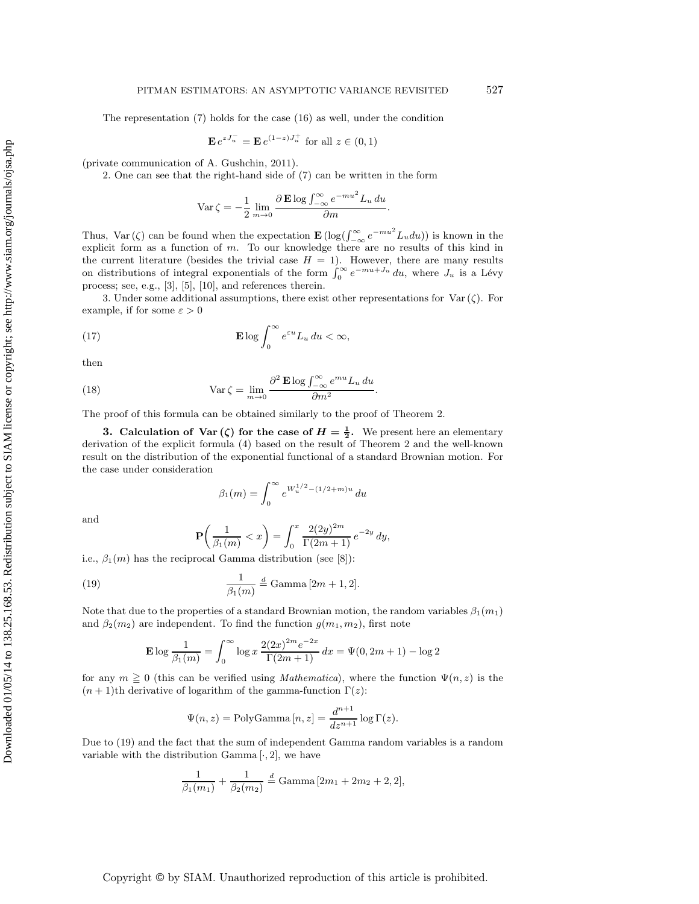The representation (7) holds for the case (16) as well, under the condition

$$\mathbf{E}\, e^{zJ_u^-} = \mathbf{E}\, e^{(1-z)J_u^+} \text{ for all } z \in (0,1)$$

(private communication of A. Gushchin, 2011).

2. One can see that the right-hand side of (7) can be written in the form

$$\operatorname{Var}\zeta = -\frac{1}{2}\lim_{m\to 0} \frac{\partial\, \mathbf{E} \log \int_{-\infty}^{\infty} e^{-mu^2} L_u\, du}{\partial m}.$$

Thus, $\operatorname{Var}(\zeta)$ can be found when the expectation $\mathbf{E}\,(\log(\int_{-\infty}^{\infty} e^{-mu^2} L_u du))$ is known in the explicit form as a function of $m$. To our knowledge there are no results of this kind in the current literature (besides the trivial case $H=1$). However, there are many results on distributions of integral exponentials of the form $\int_0^\infty e^{-mu+J_u}\, du$, where $J_u$ is a Lévy process; see, e.g., [3], [5], [10], and references therein.

3. Under some additional assumptions, there exist other representations for $\operatorname{Var}(\zeta)$. For example, if for some $\varepsilon > 0$

$$\mathbf{E} \log \int_0^\infty e^{\varepsilon u} L_u\, du < \infty, \tag{17}$$

then

$$\operatorname{Var}\zeta = \lim_{m\to 0} \frac{\partial^2\, \mathbf{E} \log \int_{-\infty}^{\infty} e^{mu} L_u\, du}{\partial m^2}. \tag{18}$$

The proof of this formula can be obtained similarly to the proof of Theorem 2.

## 3. Calculation of $\operatorname{Var}(\zeta)$ for the case of $H = \frac{1}{2}$.

We present here an elementary derivation of the explicit formula (4) based on the result of Theorem 2 and the well-known result on the distribution of the exponential functional of a standard Brownian motion. For the case under consideration

$$\beta_1(m) = \int_0^\infty e^{W_u^{1/2} - (1/2+m)u}\, du$$

and

$$\mathbf{P}\biggl(\frac{1}{\beta_1(m)} < x\biggr) = \int_0^x \frac{2(2y)^{2m}}{\Gamma(2m+1)}\, e^{-2y}\, dy,$$

i.e., $\beta_1(m)$ has the reciprocal Gamma distribution (see [8]):

$$\frac{1}{\beta_1(m)} \stackrel{d}{=} \text{Gamma}\,[2m+1, 2]. \tag{19}$$

Note that due to the properties of a standard Brownian motion, the random variables $\beta_1(m_1)$ and $\beta_2(m_2)$ are independent. To find the function $g(m_1, m_2)$, first note

$$\mathbf{E} \log \frac{1}{\beta_1(m)} = \int_0^\infty \log x \, \frac{2(2x)^{2m} e^{-2x}}{\Gamma(2m+1)}\, dx = \Psi(0, 2m+1) - \log 2$$

for any $m \geqq 0$ (this can be verified using *Mathematica*), where the function $\Psi(n,z)$ is the $(n+1)$th derivative of logarithm of the gamma-function $\Gamma(z)$:

$$\Psi(n,z) = \text{PolyGamma}\,[n,z] = \frac{d^{n+1}}{dz^{n+1}} \log \Gamma(z).$$

Due to (19) and the fact that the sum of independent Gamma random variables is a random variable with the distribution Gamma $[\cdot, 2]$, we have

$$\frac{1}{\beta_1(m_1)} + \frac{1}{\beta_2(m_2)} \stackrel{d}{=} \text{Gamma}\,[2m_1 + 2m_2 + 2, 2],$$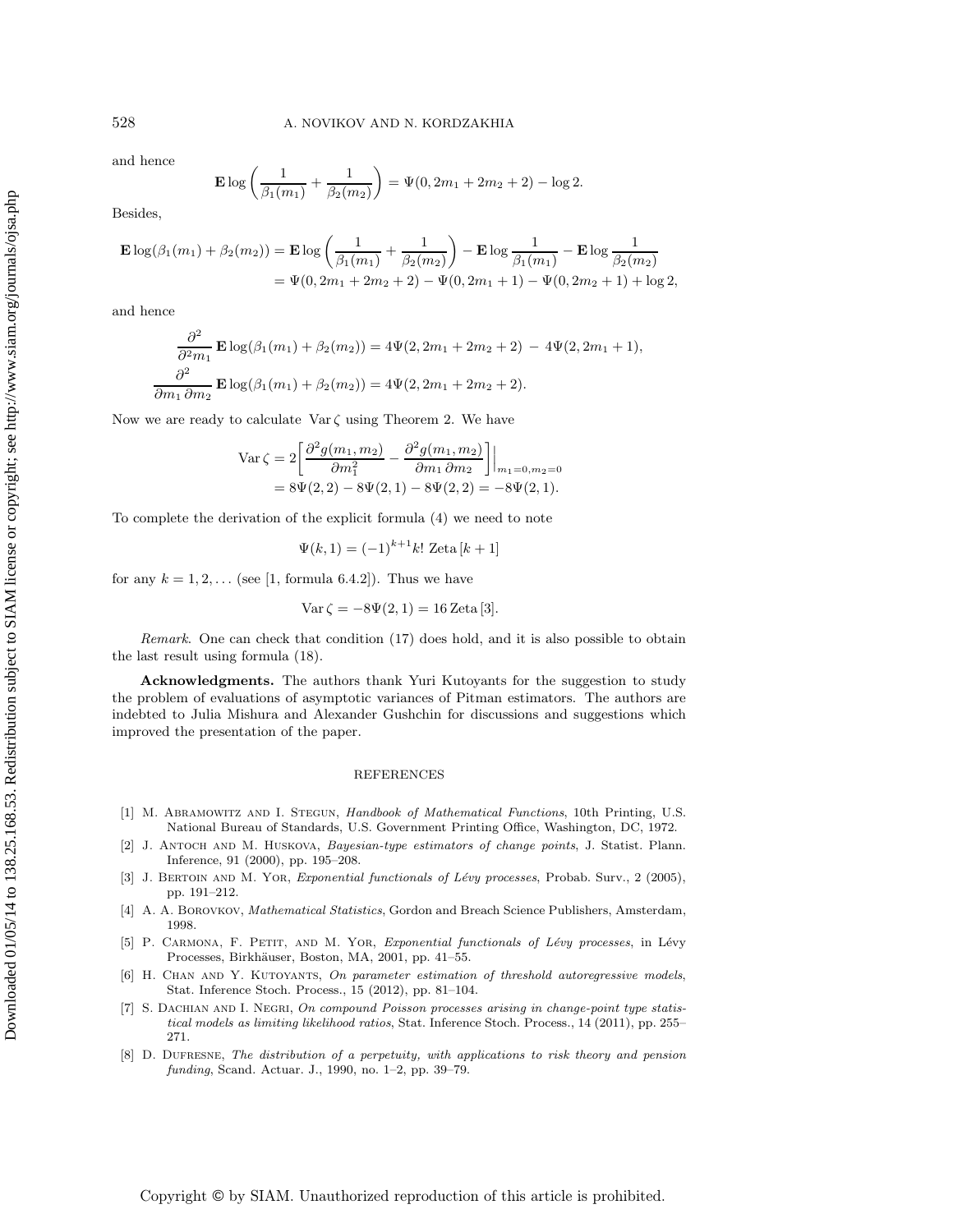and hence

$$\mathbf{E}\log\left(\frac{1}{\beta_1(m_1)}+\frac{1}{\beta_2(m_2)}\right)=\Psi(0,2m_1+2m_2+2)-\log 2.$$

Besides,

$$\begin{aligned}\mathbf{E}\log(\beta_1(m_1)+\beta_2(m_2)) &= \mathbf{E}\log\left(\frac{1}{\beta_1(m_1)}+\frac{1}{\beta_2(m_2)}\right)-\mathbf{E}\log\frac{1}{\beta_1(m_1)}-\mathbf{E}\log\frac{1}{\beta_2(m_2)}\\ &= \Psi(0,2m_1+2m_2+2)-\Psi(0,2m_1+1)-\Psi(0,2m_2+1)+\log 2,\end{aligned}$$

and hence

$$\begin{aligned}\frac{\partial^2}{\partial^2 m_1}\mathbf{E}\log(\beta_1(m_1)+\beta_2(m_2)) &= 4\Psi(2,2m_1+2m_2+2)\;-\;4\Psi(2,2m_1+1),\\ \frac{\partial^2}{\partial m_1\,\partial m_2}\mathbf{E}\log(\beta_1(m_1)+\beta_2(m_2)) &= 4\Psi(2,2m_1+2m_2+2).\end{aligned}$$

Now we are ready to calculate $\operatorname{Var}\zeta$ using Theorem 2. We have

$$\begin{aligned}\operatorname{Var}\zeta &= 2\left[\frac{\partial^2 g(m_1,m_2)}{\partial m_1^2}-\frac{\partial^2 g(m_1,m_2)}{\partial m_1\,\partial m_2}\right]\Big|_{m_1=0,m_2=0}\\ &= 8\Psi(2,2)-8\Psi(2,1)-8\Psi(2,2)=-8\Psi(2,1).\end{aligned}$$

To complete the derivation of the explicit formula (4) we need to note

$$\Psi(k,1)=(-1)^{k+1}k!\ \text{Zeta}\,[k+1]$$

for any $k=1,2,\dots$ (see [1, formula 6.4.2]). Thus we have

$$\operatorname{Var}\zeta=-8\Psi(2,1)=16\,\text{Zeta}\,[3].$$

*Remark*. One can check that condition (17) does hold, and it is also possible to obtain the last result using formula (18).

**Acknowledgments.** The authors thank Yuri Kutoyants for the suggestion to study the problem of evaluations of asymptotic variances of Pitman estimators. The authors are indebted to Julia Mishura and Alexander Gushchin for discussions and suggestions which improved the presentation of the paper.

## REFERENCES

[1] M. Abramowitz and I. Stegun, *Handbook of Mathematical Functions*, 10th Printing, U.S. National Bureau of Standards, U.S. Government Printing Office, Washington, DC, 1972.

[2] J. Antoch and M. Huskova, *Bayesian-type estimators of change points*, J. Statist. Plann. Inference, 91 (2000), pp. 195–208.

[3] J. Bertoin and M. Yor, *Exponential functionals of Lévy processes*, Probab. Surv., 2 (2005), pp. 191–212.

[4] A. A. Borovkov, *Mathematical Statistics*, Gordon and Breach Science Publishers, Amsterdam, 1998.

[5] P. Carmona, F. Petit, and M. Yor, *Exponential functionals of Lévy processes*, in Lévy Processes, Birkhäuser, Boston, MA, 2001, pp. 41–55.

[6] H. Chan and Y. Kutoyants, *On parameter estimation of threshold autoregressive models*, Stat. Inference Stoch. Process., 15 (2012), pp. 81–104.

[7] S. Dachian and I. Negri, *On compound Poisson processes arising in change-point type statistical models as limiting likelihood ratios*, Stat. Inference Stoch. Process., 14 (2011), pp. 255–271.

[8] D. Dufresne, *The distribution of a perpetuity, with applications to risk theory and pension funding*, Scand. Actuar. J., 1990, no. 1–2, pp. 39–79.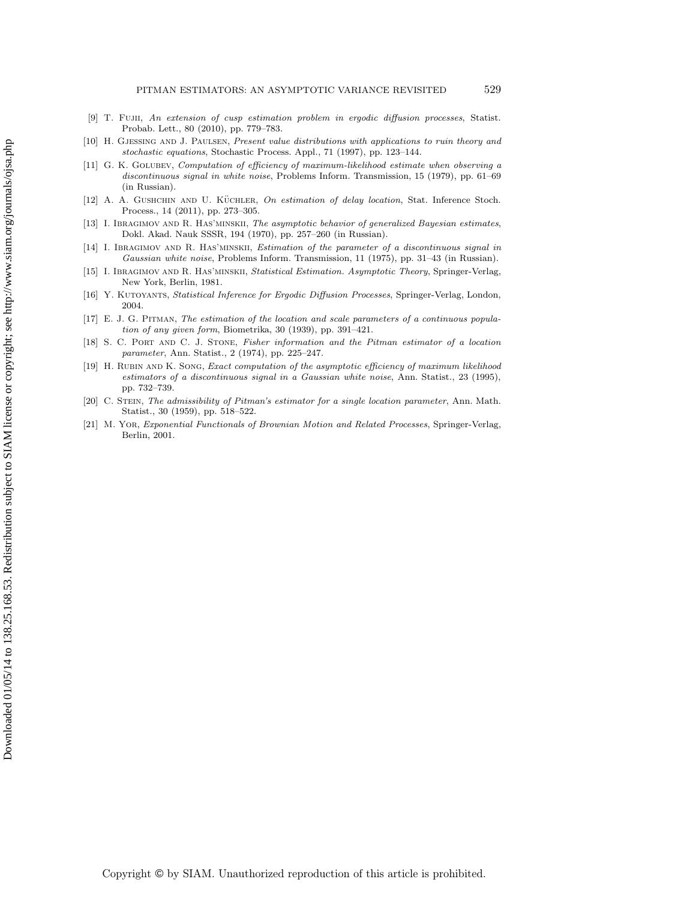[9] T. Fujii, *An extension of cusp estimation problem in ergodic diffusion processes*, Statist. Probab. Lett., 80 (2010), pp. 779–783.

[10] H. Gjessing and J. Paulsen, *Present value distributions with applications to ruin theory and stochastic equations*, Stochastic Process. Appl., 71 (1997), pp. 123–144.

[11] G. K. Golubev, *Computation of efficiency of maximum-likelihood estimate when observing a discontinuous signal in white noise*, Problems Inform. Transmission, 15 (1979), pp. 61–69 (in Russian).

[12] A. A. Gushchin and U. Küchler, *On estimation of delay location*, Stat. Inference Stoch. Process., 14 (2011), pp. 273–305.

[13] I. Ibragimov and R. Has'minskii, *The asymptotic behavior of generalized Bayesian estimates*, Dokl. Akad. Nauk SSSR, 194 (1970), pp. 257–260 (in Russian).

[14] I. Ibragimov and R. Has'minskii, *Estimation of the parameter of a discontinuous signal in Gaussian white noise*, Problems Inform. Transmission, 11 (1975), pp. 31–43 (in Russian).

[15] I. Ibragimov and R. Has'minskii, *Statistical Estimation. Asymptotic Theory*, Springer-Verlag, New York, Berlin, 1981.

[16] Y. Kutoyants, *Statistical Inference for Ergodic Diffusion Processes*, Springer-Verlag, London, 2004.

[17] E. J. G. Pitman, *The estimation of the location and scale parameters of a continuous population of any given form*, Biometrika, 30 (1939), pp. 391–421.

[18] S. C. Port and C. J. Stone, *Fisher information and the Pitman estimator of a location parameter*, Ann. Statist., 2 (1974), pp. 225–247.

[19] H. Rubin and K. Song, *Exact computation of the asymptotic efficiency of maximum likelihood estimators of a discontinuous signal in a Gaussian white noise*, Ann. Statist., 23 (1995), pp. 732–739.

[20] C. Stein, *The admissibility of Pitman's estimator for a single location parameter*, Ann. Math. Statist., 30 (1959), pp. 518–522.

[21] M. Yor, *Exponential Functionals of Brownian Motion and Related Processes*, Springer-Verlag, Berlin, 2001.